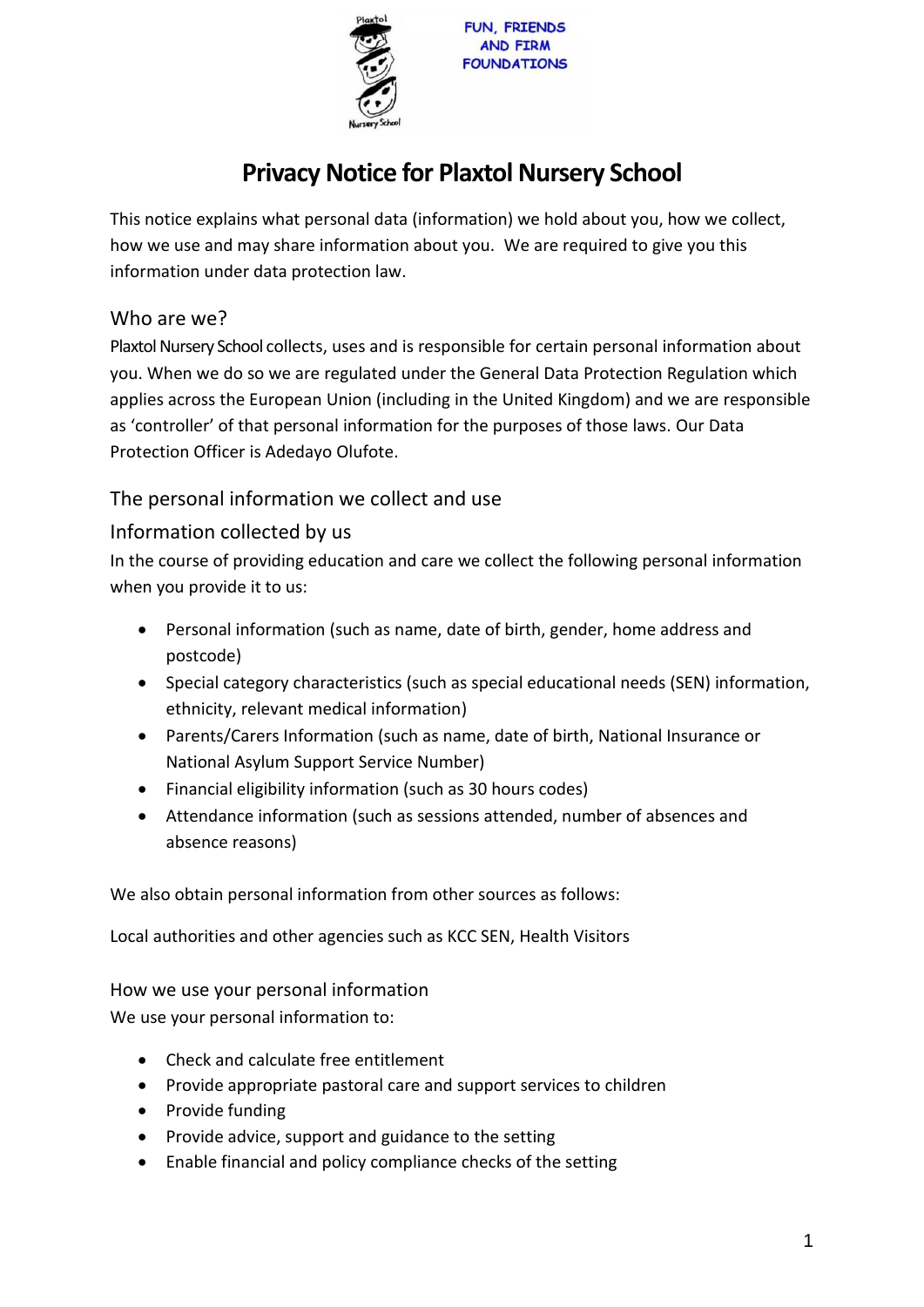FUN, FRIENDS AND FIRM FOUNDATIONS

# Privacy Notice for Plaxtol Nursery School

This notice explains what personal data (information) we hold about you, how we collect, how we use and may share information about you. We are required to give you this information under data protection law.

## Who are we?

Plaxtol Nursery School collects, uses and is responsible for certain personal information about you. When we do so we are regulated under the General Data Protection Regulation which applies across the European Union (including in the United Kingdom) and we are responsible as 'controller' of that personal information for the purposes of those laws. Our Data Protection Officer is Adedayo Olufote.

## The personal information we collect and use

### Information collected by us

In the course of providing education and care we collect the following personal information when you provide it to us:

- Personal information (such as name, date of birth, gender, home address and postcode)
- Special category characteristics (such as special educational needs (SEN) information, ethnicity, relevant medical information)
- Parents/Carers Information (such as name, date of birth, National Insurance or National Asylum Support Service Number)
- Financial eligibility information (such as 30 hours codes)
- Attendance information (such as sessions attended, number of absences and absence reasons)

We also obtain personal information from other sources as follows:

Local authorities and other agencies such as KCC SEN, Health Visitors

### How we use your personal information

We use your personal information to:

- Check and calculate free entitlement
- Provide appropriate pastoral care and support services to children
- Provide funding
- Provide advice, support and guidance to the setting
- Enable financial and policy compliance checks of the setting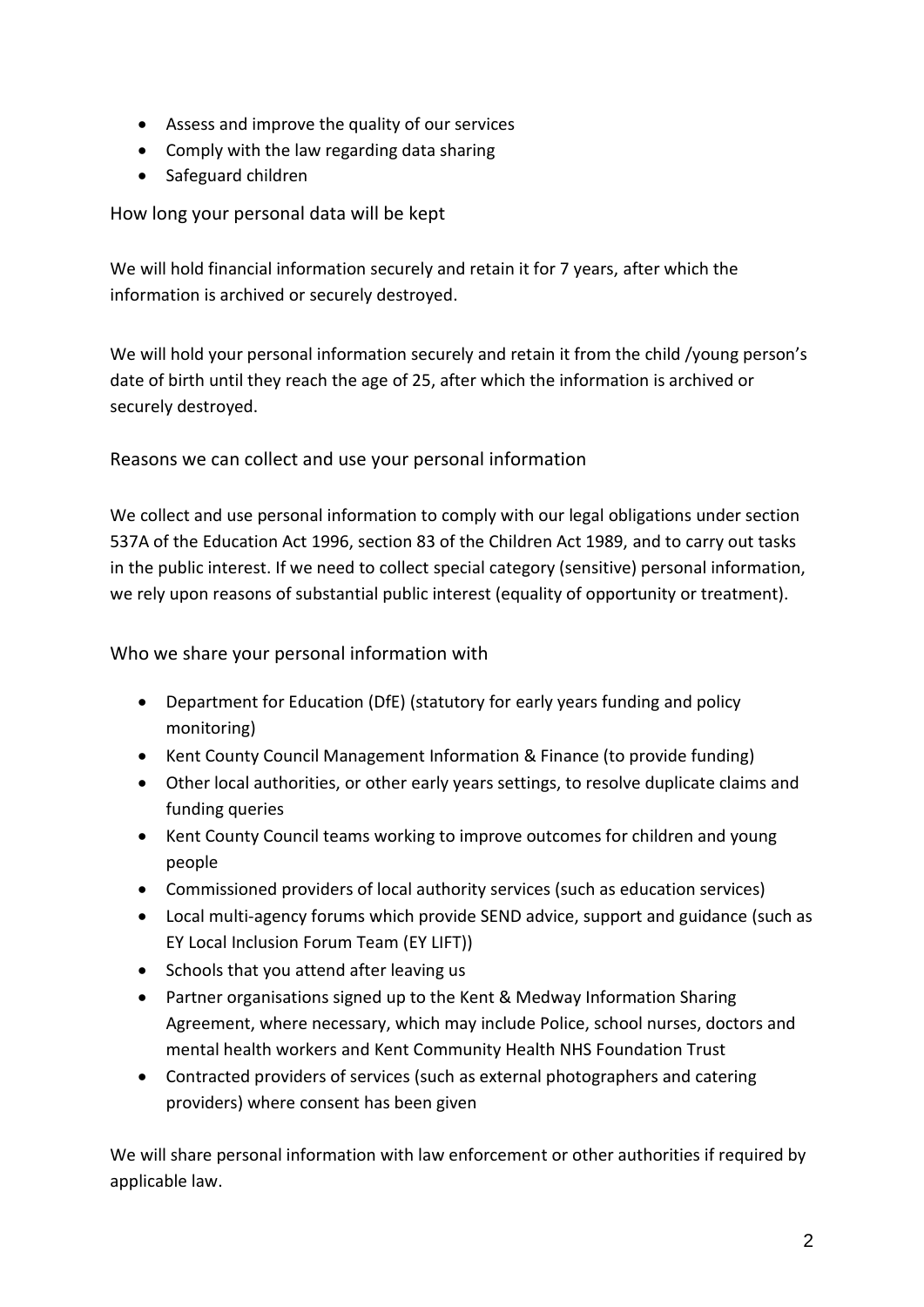- Assess and improve the quality of our services
- Comply with the law regarding data sharing
- Safeguard children

## How long your personal data will be kept

We will hold financial information securely and retain it for 7 years, after which the information is archived or securely destroyed.

We will hold your personal information securely and retain it from the child /young person's date of birth until they reach the age of 25, after which the information is archived or securely destroyed.

## Reasons we can collect and use your personal information

We collect and use personal information to comply with our legal obligations under section 537A of the Education Act 1996, section 83 of the Children Act 1989, and to carry out tasks in the public interest. If we need to collect special category (sensitive) personal information, we rely upon reasons of substantial public interest (equality of opportunity or treatment).

## Who we share your personal information with

- Department for Education (DfE) (statutory for early years funding and policy monitoring)
- Kent County Council Management Information & Finance (to provide funding)
- Other local authorities, or other early years settings, to resolve duplicate claims and funding queries
- Kent County Council teams working to improve outcomes for children and young people
- Commissioned providers of local authority services (such as education services)
- Local multi-agency forums which provide SEND advice, support and guidance (such as EY Local Inclusion Forum Team (EY LIFT))
- Schools that you attend after leaving us
- Partner organisations signed up to the Kent & Medway Information Sharing Agreement, where necessary, which may include Police, school nurses, doctors and mental health workers and Kent Community Health NHS Foundation Trust
- Contracted providers of services (such as external photographers and catering providers) where consent has been given

We will share personal information with law enforcement or other authorities if required by applicable law.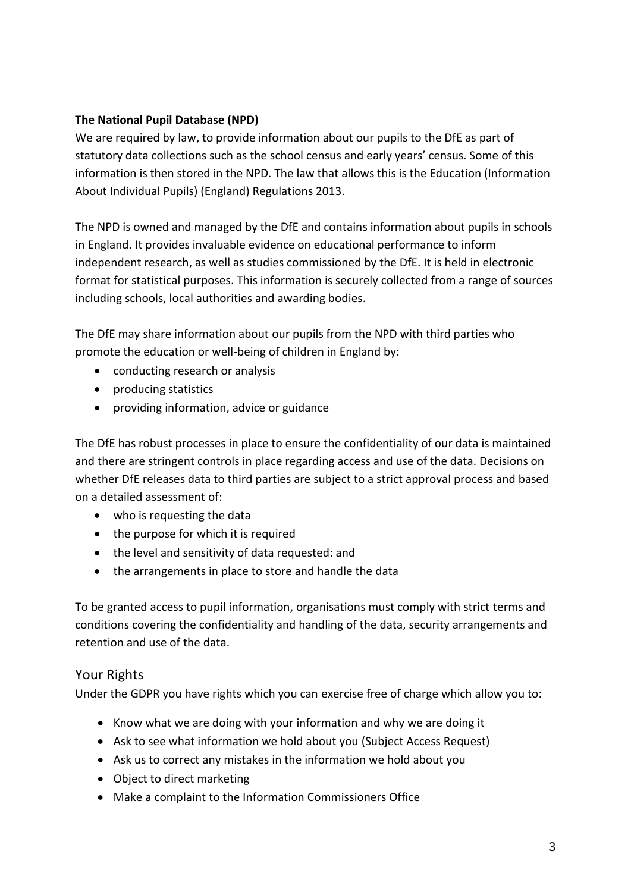**The National Pupil Database (NPD)**

We are required by law, to provide information about our pupils to the DfE as part of statutory data collections such as the school census and early years' census. Some of this information is then stored in the NPD. The law that allows this is the Education (Information About Individual Pupils) (England) Regulations 2013.

The NPD is owned and managed by the DfE and contains information about pupils in schools in England. It provides invaluable evidence on educational performance to inform independent research, as well as studies commissioned by the DfE. It is held in electronic format for statistical purposes. This information is securely collected from a range of sources including schools, local authorities and awarding bodies.

The DfE may share information about our pupils from the NPD with third parties who promote the education or well-being of children in England by:

- conducting research or analysis
- producing statistics
- providing information, advice or guidance

The DfE has robust processes in place to ensure the confidentiality of our data is maintained and there are stringent controls in place regarding access and use of the data. Decisions on whether DfE releases data to third parties are subject to a strict approval process and based on a detailed assessment of:

- who is requesting the data
- the purpose for which it is required
- the level and sensitivity of data requested: and
- the arrangements in place to store and handle the data

To be granted access to pupil information, organisations must comply with strict terms and conditions covering the confidentiality and handling of the data, security arrangements and retention and use of the data.

## Your Rights

Under the GDPR you have rights which you can exercise free of charge which allow you to:

- Know what we are doing with your information and why we are doing it
- Ask to see what information we hold about you (Subject Access Request)
- Ask us to correct any mistakes in the information we hold about you
- Object to direct marketing
- Make a complaint to the Information Commissioners Office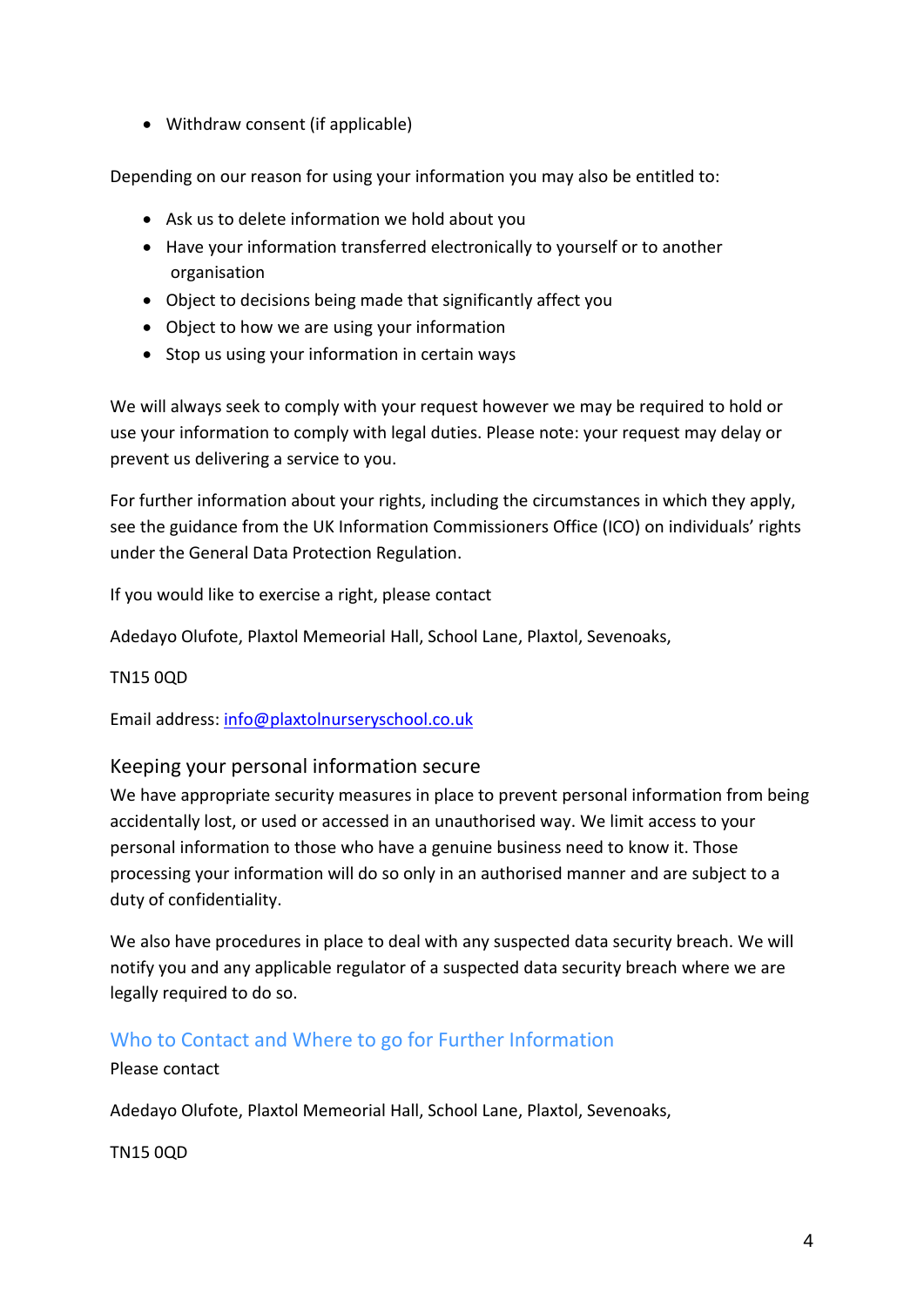- Withdraw consent (if applicable)

Depending on our reason for using your information you may also be entitled to:

- Ask us to delete information we hold about you
- Have your information transferred electronically to yourself or to another organisation
- Object to decisions being made that significantly affect you
- Object to how we are using your information
- Stop us using your information in certain ways

We will always seek to comply with your request however we may be required to hold or use your information to comply with legal duties. Please note: your request may delay or prevent us delivering a service to you.

For further information about your rights, including the circumstances in which they apply, see the guidance from the UK Information Commissioners Office (ICO) on individuals' rights under the General Data Protection Regulation.

If you would like to exercise a right, please contact

Adedayo Olufote, Plaxtol Memeorial Hall, School Lane, Plaxtol, Sevenoaks,

TN15 0QD

Email address: info@plaxtolnurseryschool.co.uk

### Keeping your personal information secure

We have appropriate security measures in place to prevent personal information from being accidentally lost, or used or accessed in an unauthorised way. We limit access to your personal information to those who have a genuine business need to know it. Those processing your information will do so only in an authorised manner and are subject to a duty of confidentiality.

We also have procedures in place to deal with any suspected data security breach. We will notify you and any applicable regulator of a suspected data security breach where we are legally required to do so.

## Who to Contact and Where to go for Further Information

Please contact

Adedayo Olufote, Plaxtol Memeorial Hall, School Lane, Plaxtol, Sevenoaks,

TN15 0QD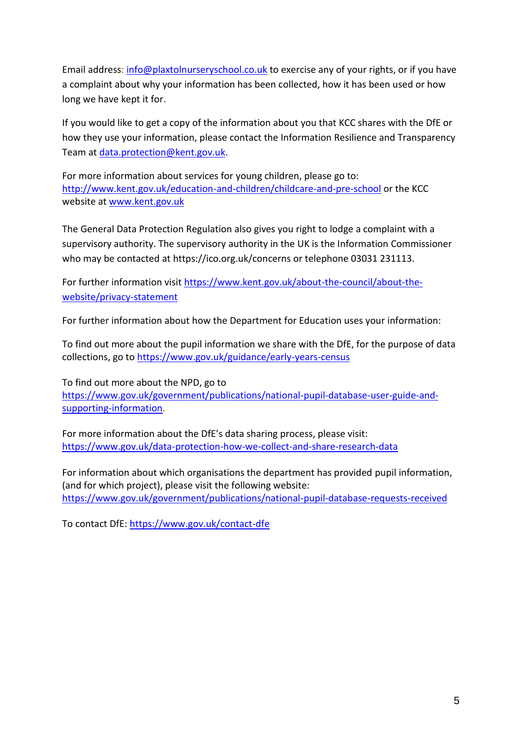Email address: info@plaxtolnurseryschool.co.uk to exercise any of your rights, or if you have a complaint about why your information has been collected, how it has been used or how long we have kept it for.

If you would like to get a copy of the information about you that KCC shares with the DfE or how they use your information, please contact the Information Resilience and Transparency Team at data.protection@kent.gov.uk.

For more information about services for young children, please go to: http://www.kent.gov.uk/education-and-children/childcare-and-pre-school or the KCC website at www.kent.gov.uk

The General Data Protection Regulation also gives you right to lodge a complaint with a supervisory authority. The supervisory authority in the UK is the Information Commissioner who may be contacted at https://ico.org.uk/concerns or telephone 03031 231113.

For further information visit https://www.kent.gov.uk/about-the-council/about-the-website/privacy-statement

For further information about how the Department for Education uses your information:

To find out more about the pupil information we share with the DfE, for the purpose of data collections, go to https://www.gov.uk/guidance/early-years-census

To find out more about the NPD, go to https://www.gov.uk/government/publications/national-pupil-database-user-guide-and-supporting-information.

For more information about the DfE's data sharing process, please visit: https://www.gov.uk/data-protection-how-we-collect-and-share-research-data

For information about which organisations the department has provided pupil information, (and for which project), please visit the following website: https://www.gov.uk/government/publications/national-pupil-database-requests-received

To contact DfE: https://www.gov.uk/contact-dfe